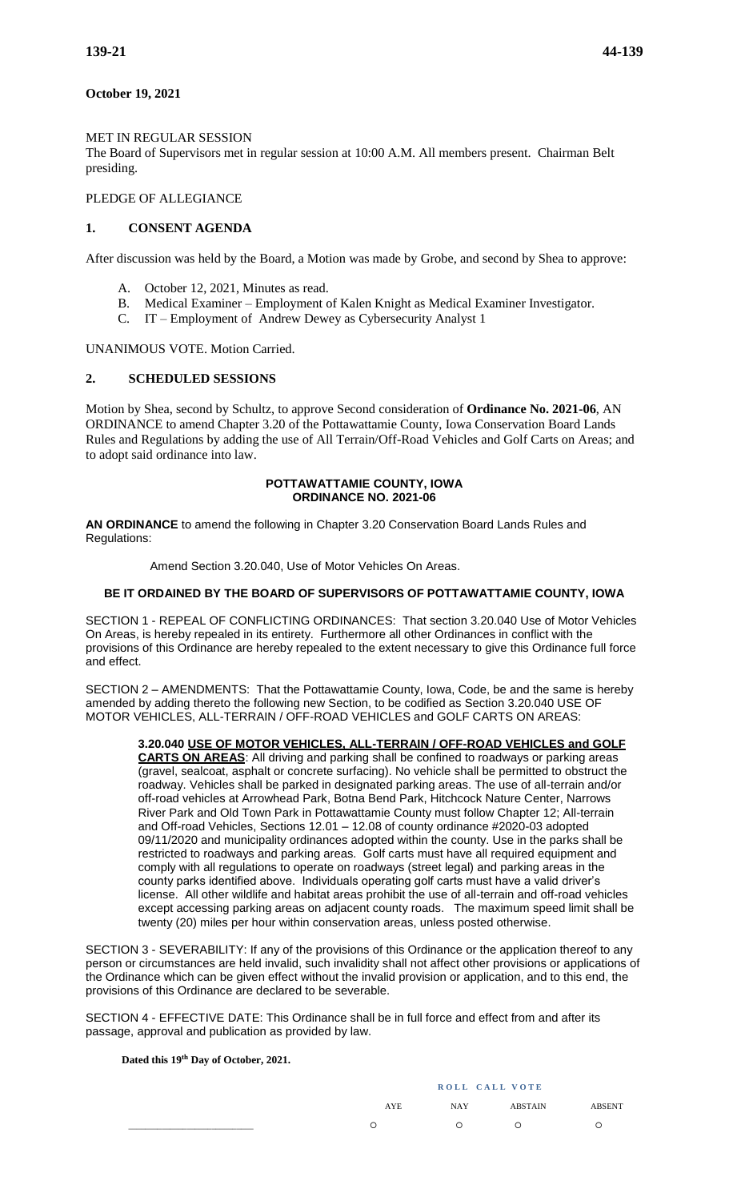**October 19, 2021**

MET IN REGULAR SESSION
The Board of Supervisors met in regular session at 10:00 A.M. All members present. Chairman Belt presiding.

PLEDGE OF ALLEGIANCE

## 1. CONSENT AGENDA

After discussion was held by the Board, a Motion was made by Grobe, and second by Shea to approve:

A. October 12, 2021, Minutes as read.
B. Medical Examiner – Employment of Kalen Knight as Medical Examiner Investigator.
C. IT – Employment of Andrew Dewey as Cybersecurity Analyst 1

UNANIMOUS VOTE. Motion Carried.

## 2. SCHEDULED SESSIONS

Motion by Shea, second by Schultz, to approve Second consideration of **Ordinance No. 2021-06**, AN ORDINANCE to amend Chapter 3.20 of the Pottawattamie County, Iowa Conservation Board Lands Rules and Regulations by adding the use of All Terrain/Off-Road Vehicles and Golf Carts on Areas; and to adopt said ordinance into law.

**POTTAWATTAMIE COUNTY, IOWA**
**ORDINANCE NO. 2021-06**

**AN ORDINANCE** to amend the following in Chapter 3.20 Conservation Board Lands Rules and Regulations:

Amend Section 3.20.040, Use of Motor Vehicles On Areas.

**BE IT ORDAINED BY THE BOARD OF SUPERVISORS OF POTTAWATTAMIE COUNTY, IOWA**

SECTION 1 - REPEAL OF CONFLICTING ORDINANCES: That section 3.20.040 Use of Motor Vehicles On Areas, is hereby repealed in its entirety. Furthermore all other Ordinances in conflict with the provisions of this Ordinance are hereby repealed to the extent necessary to give this Ordinance full force and effect.

SECTION 2 – AMENDMENTS: That the Pottawattamie County, Iowa, Code, be and the same is hereby amended by adding thereto the following new Section, to be codified as Section 3.20.040 USE OF MOTOR VEHICLES, ALL-TERRAIN / OFF-ROAD VEHICLES and GOLF CARTS ON AREAS:

> **3.20.040 USE OF MOTOR VEHICLES, ALL-TERRAIN / OFF-ROAD VEHICLES and GOLF CARTS ON AREAS**: All driving and parking shall be confined to roadways or parking areas (gravel, sealcoat, asphalt or concrete surfacing). No vehicle shall be permitted to obstruct the roadway. Vehicles shall be parked in designated parking areas. The use of all-terrain and/or off-road vehicles at Arrowhead Park, Botna Bend Park, Hitchcock Nature Center, Narrows River Park and Old Town Park in Pottawattamie County must follow Chapter 12; All-terrain and Off-road Vehicles, Sections 12.01 – 12.08 of county ordinance #2020-03 adopted 09/11/2020 and municipality ordinances adopted within the county. Use in the parks shall be restricted to roadways and parking areas. Golf carts must have all required equipment and comply with all regulations to operate on roadways (street legal) and parking areas in the county parks identified above. Individuals operating golf carts must have a valid driver's license. All other wildlife and habitat areas prohibit the use of all-terrain and off-road vehicles except accessing parking areas on adjacent county roads. The maximum speed limit shall be twenty (20) miles per hour within conservation areas, unless posted otherwise.

SECTION 3 - SEVERABILITY: If any of the provisions of this Ordinance or the application thereof to any person or circumstances are held invalid, such invalidity shall not affect other provisions or applications of the Ordinance which can be given effect without the invalid provision or application, and to this end, the provisions of this Ordinance are declared to be severable.

SECTION 4 - EFFECTIVE DATE: This Ordinance shall be in full force and effect from and after its passage, approval and publication as provided by law.

**Dated this 19th Day of October, 2021.**

| | ROLL CALL VOTE | | | |
|---|---|---|---|---|
| | AYE | NAY | ABSTAIN | ABSENT |
| ______________________ | ○ | ○ | ○ | ○ |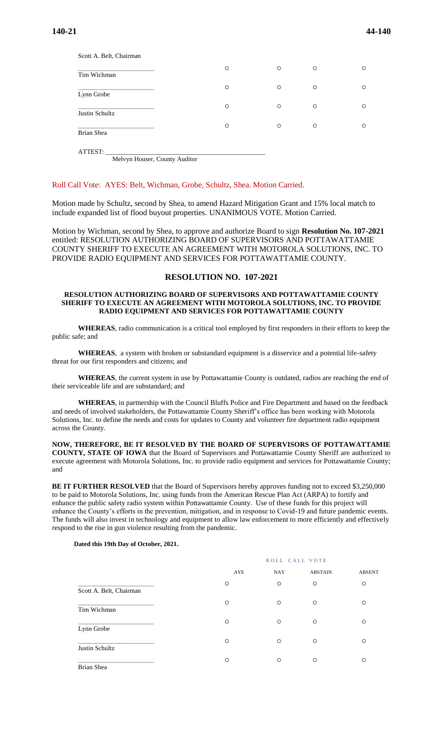| | | | | |
|---|---|---|---|---|
| Scott A. Belt, Chairman | | | | |
| Tim Wichman | ○ | ○ | ○ | ○ |
| Lynn Grobe | ○ | ○ | ○ | ○ |
| Justin Schultz | ○ | ○ | ○ | ○ |
| Brian Shea | ○ | ○ | ○ | ○ |

ATTEST: ______________________________________________
Melvyn Houser, County Auditor

Roll Call Vote: AYES: Belt, Wichman, Grobe, Schultz, Shea. Motion Carried.

Motion made by Schultz, second by Shea, to amend Hazard Mitigation Grant and 15% local match to include expanded list of flood buyout properties. UNANIMOUS VOTE. Motion Carried.

Motion by Wichman, second by Shea, to approve and authorize Board to sign **Resolution No. 107-2021** entitled: RESOLUTION AUTHORIZING BOARD OF SUPERVISORS AND POTTAWATTAMIE COUNTY SHERIFF TO EXECUTE AN AGREEMENT WITH MOTOROLA SOLUTIONS, INC. TO PROVIDE RADIO EQUIPMENT AND SERVICES FOR POTTAWATTAMIE COUNTY.

## RESOLUTION NO. 107-2021

**RESOLUTION AUTHORIZING BOARD OF SUPERVISORS AND POTTAWATTAMIE COUNTY SHERIFF TO EXECUTE AN AGREEMENT WITH MOTOROLA SOLUTIONS, INC. TO PROVIDE RADIO EQUIPMENT AND SERVICES FOR POTTAWATTAMIE COUNTY**

**WHEREAS**, radio communication is a critical tool employed by first responders in their efforts to keep the public safe; and

**WHEREAS**, a system with broken or substandard equipment is a disservice and a potential life-safety threat for our first responders and citizens; and

**WHEREAS**, the current system in use by Pottawattamie County is outdated, radios are reaching the end of their serviceable life and are substandard; and

**WHEREAS**, in partnership with the Council Bluffs Police and Fire Department and based on the feedback and needs of involved stakeholders, the Pottawattamie County Sheriff's office has been working with Motorola Solutions, Inc. to define the needs and costs for updates to County and volunteer fire department radio equipment across the County.

**NOW, THEREFORE, BE IT RESOLVED BY THE BOARD OF SUPERVISORS OF POTTAWATTAMIE COUNTY, STATE OF IOWA** that the Board of Supervisors and Pottawattamie County Sheriff are authorized to execute agreement with Motorola Solutions, Inc. to provide radio equipment and services for Pottawattamie County; and

**BE IT FURTHER RESOLVED** that the Board of Supervisors hereby approves funding not to exceed $3,250,000 to be paid to Motorola Solutions, Inc. using funds from the American Rescue Plan Act (ARPA) to fortify and enhance the public safety radio system within Pottawattamie County. Use of these funds for this project will enhance the County's efforts in the prevention, mitigation, and in response to Covid-19 and future pandemic events. The funds will also invest in technology and equipment to allow law enforcement to more efficiently and effectively respond to the rise in gun violence resulting from the pandemic.

**Dated this 19th Day of October, 2021.**

ROLL CALL VOTE

| | AYE | NAY | ABSTAIN | ABSENT |
|---|---|---|---|---|
| Scott A. Belt, Chairman | ○ | ○ | ○ | ○ |
| Tim Wichman | ○ | ○ | ○ | ○ |
| Lynn Grobe | ○ | ○ | ○ | ○ |
| Justin Schultz | ○ | ○ | ○ | ○ |
| Brian Shea | ○ | ○ | ○ | ○ |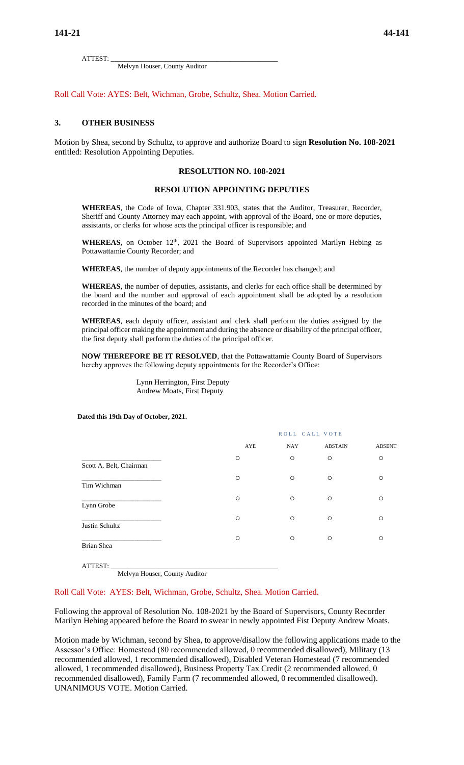ATTEST: ___________________________________________
Melvyn Houser, County Auditor

Roll Call Vote: AYES: Belt, Wichman, Grobe, Schultz, Shea. Motion Carried.

## 3. OTHER BUSINESS

Motion by Shea, second by Schultz, to approve and authorize Board to sign **Resolution No. 108-2021** entitled: Resolution Appointing Deputies.

### RESOLUTION NO. 108-2021

### RESOLUTION APPOINTING DEPUTIES

**WHEREAS**, the Code of Iowa, Chapter 331.903, states that the Auditor, Treasurer, Recorder, Sheriff and County Attorney may each appoint, with approval of the Board, one or more deputies, assistants, or clerks for whose acts the principal officer is responsible; and

**WHEREAS**, on October 12th, 2021 the Board of Supervisors appointed Marilyn Hebing as Pottawattamie County Recorder; and

**WHEREAS**, the number of deputy appointments of the Recorder has changed; and

**WHEREAS**, the number of deputies, assistants, and clerks for each office shall be determined by the board and the number and approval of each appointment shall be adopted by a resolution recorded in the minutes of the board; and

**WHEREAS**, each deputy officer, assistant and clerk shall perform the duties assigned by the principal officer making the appointment and during the absence or disability of the principal officer, the first deputy shall perform the duties of the principal officer.

**NOW THEREFORE BE IT RESOLVED**, that the Pottawattamie County Board of Supervisors hereby approves the following deputy appointments for the Recorder's Office:

Lynn Herrington, First Deputy
Andrew Moats, First Deputy

**Dated this 19th Day of October, 2021.**

| | ROLL CALL VOTE | | | |
|---|---|---|---|---|
| | AYE | NAY | ABSTAIN | ABSENT |
| Scott A. Belt, Chairman | ○ | ○ | ○ | ○ |
| Tim Wichman | ○ | ○ | ○ | ○ |
| Lynn Grobe | ○ | ○ | ○ | ○ |
| Justin Schultz | ○ | ○ | ○ | ○ |
| Brian Shea | ○ | ○ | ○ | ○ |

ATTEST: ___________________________________________
Melvyn Houser, County Auditor

Roll Call Vote: AYES: Belt, Wichman, Grobe, Schultz, Shea. Motion Carried.

Following the approval of Resolution No. 108-2021 by the Board of Supervisors, County Recorder Marilyn Hebing appeared before the Board to swear in newly appointed Fist Deputy Andrew Moats.

Motion made by Wichman, second by Shea, to approve/disallow the following applications made to the Assessor's Office: Homestead (80 recommended allowed, 0 recommended disallowed), Military (13 recommended allowed, 1 recommended disallowed), Disabled Veteran Homestead (7 recommended allowed, 1 recommended disallowed), Business Property Tax Credit (2 recommended allowed, 0 recommended disallowed), Family Farm (7 recommended allowed, 0 recommended disallowed). UNANIMOUS VOTE. Motion Carried.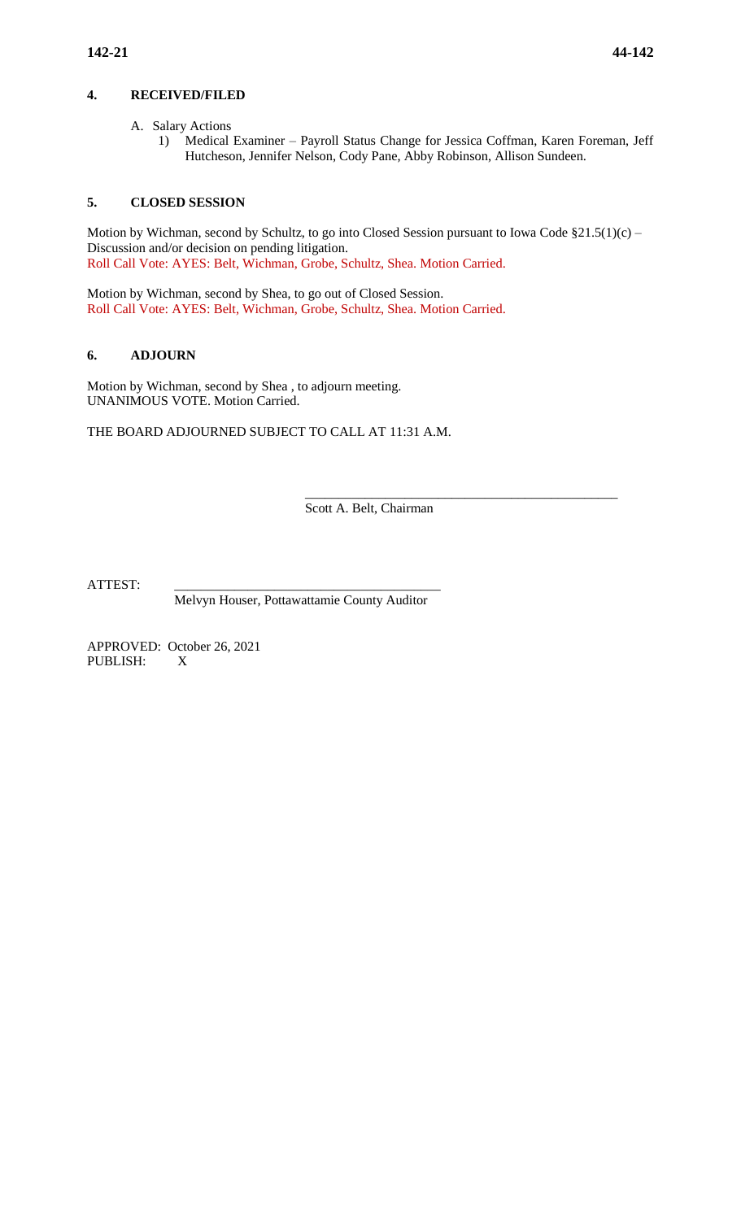## 4. RECEIVED/FILED

A. Salary Actions
   1) Medical Examiner – Payroll Status Change for Jessica Coffman, Karen Foreman, Jeff Hutcheson, Jennifer Nelson, Cody Pane, Abby Robinson, Allison Sundeen.

## 5. CLOSED SESSION

Motion by Wichman, second by Schultz, to go into Closed Session pursuant to Iowa Code §21.5(1)(c) – Discussion and/or decision on pending litigation.
Roll Call Vote: AYES: Belt, Wichman, Grobe, Schultz, Shea. Motion Carried.

Motion by Wichman, second by Shea, to go out of Closed Session.
Roll Call Vote: AYES: Belt, Wichman, Grobe, Schultz, Shea. Motion Carried.

## 6. ADJOURN

Motion by Wichman, second by Shea , to adjourn meeting.
UNANIMOUS VOTE. Motion Carried.

THE BOARD ADJOURNED SUBJECT TO CALL AT 11:31 A.M.

\_\_\_\_\_\_\_\_\_\_\_\_\_\_\_\_\_\_\_\_\_\_\_\_\_\_\_\_\_\_\_\_\_\_\_\_\_\_\_\_\_\_\_\_
Scott A. Belt, Chairman

ATTEST: \_\_\_\_\_\_\_\_\_\_\_\_\_\_\_\_\_\_\_\_\_\_\_\_\_\_\_\_\_\_\_\_\_\_\_\_\_\_\_\_
Melvyn Houser, Pottawattamie County Auditor

APPROVED: October 26, 2021
PUBLISH: X